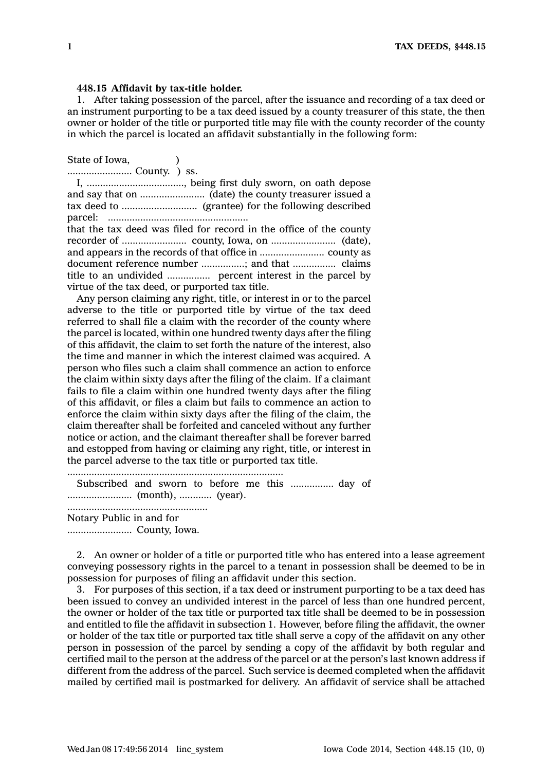**448.15 Affidavit by tax-title holder.**

1. After taking possession of the parcel, after the issuance and recording of a tax deed or an instrument purporting to be a tax deed issued by a county treasurer of this state, the then owner or holder of the title or purported title may file with the county recorder of the county in which the parcel is located an affidavit substantially in the following form:

State of Iowa, )
........................ County. ) ss.

I, ...................................., being first duly sworn, on oath depose and say that on ........................ (date) the county treasurer issued a tax deed to ............................ (grantee) for the following described parcel: ....................................................
that the tax deed was filed for record in the office of the county recorder of ........................ county, Iowa, on ........................ (date), and appears in the records of that office in ........................ county as document reference number ................; and that ................ claims title to an undivided ................ percent interest in the parcel by virtue of the tax deed, or purported tax title.

Any person claiming any right, title, or interest in or to the parcel adverse to the title or purported title by virtue of the tax deed referred to shall file a claim with the recorder of the county where the parcel is located, within one hundred twenty days after the filing of this affidavit, the claim to set forth the nature of the interest, also the time and manner in which the interest claimed was acquired. A person who files such a claim shall commence an action to enforce the claim within sixty days after the filing of the claim. If a claimant fails to file a claim within one hundred twenty days after the filing of this affidavit, or files a claim but fails to commence an action to enforce the claim within sixty days after the filing of the claim, the claim thereafter shall be forfeited and canceled without any further notice or action, and the claimant thereafter shall be forever barred and estopped from having or claiming any right, title, or interest in the parcel adverse to the tax title or purported tax title.

................................................................................

Subscribed and sworn to before me this ................ day of ........................ (month), ............ (year).

....................................................
Notary Public in and for
........................ County, Iowa.

2. An owner or holder of a title or purported title who has entered into a lease agreement conveying possessory rights in the parcel to a tenant in possession shall be deemed to be in possession for purposes of filing an affidavit under this section.

3. For purposes of this section, if a tax deed or instrument purporting to be a tax deed has been issued to convey an undivided interest in the parcel of less than one hundred percent, the owner or holder of the tax title or purported tax title shall be deemed to be in possession and entitled to file the affidavit in subsection 1. However, before filing the affidavit, the owner or holder of the tax title or purported tax title shall serve a copy of the affidavit on any other person in possession of the parcel by sending a copy of the affidavit by both regular and certified mail to the person at the address of the parcel or at the person's last known address if different from the address of the parcel. Such service is deemed completed when the affidavit mailed by certified mail is postmarked for delivery. An affidavit of service shall be attached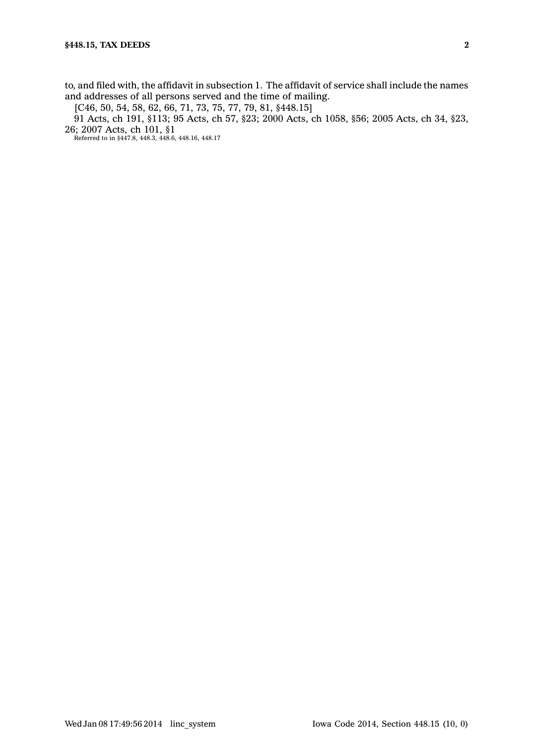to, and filed with, the affidavit in subsection 1. The affidavit of service shall include the names and addresses of all persons served and the time of mailing.

[C46, 50, 54, 58, 62, 66, 71, 73, 75, 77, 79, 81, §448.15]

91 Acts, ch 191, §113; 95 Acts, ch 57, §23; 2000 Acts, ch 1058, §56; 2005 Acts, ch 34, §23, 26; 2007 Acts, ch 101, §1

Referred to in §447.8, 448.3, 448.6, 448.16, 448.17